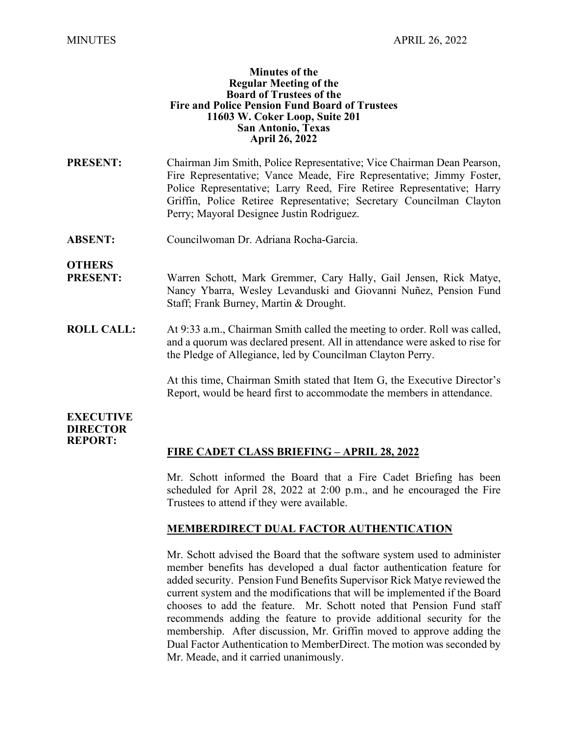**Minutes of the**
**Regular Meeting of the**
**Board of Trustees of the**
**Fire and Police Pension Fund Board of Trustees**
**11603 W. Coker Loop, Suite 201**
**San Antonio, Texas**
**April 26, 2022**

**PRESENT:** Chairman Jim Smith, Police Representative; Vice Chairman Dean Pearson, Fire Representative; Vance Meade, Fire Representative; Jimmy Foster, Police Representative; Larry Reed, Fire Retiree Representative; Harry Griffin, Police Retiree Representative; Secretary Councilman Clayton Perry; Mayoral Designee Justin Rodriguez.

**ABSENT:** Councilwoman Dr. Adriana Rocha-Garcia.

**OTHERS PRESENT:** Warren Schott, Mark Gremmer, Cary Hally, Gail Jensen, Rick Matye, Nancy Ybarra, Wesley Levanduski and Giovanni Nuñez, Pension Fund Staff; Frank Burney, Martin & Drought.

**ROLL CALL:** At 9:33 a.m., Chairman Smith called the meeting to order. Roll was called, and a quorum was declared present. All in attendance were asked to rise for the Pledge of Allegiance, led by Councilman Clayton Perry.

At this time, Chairman Smith stated that Item G, the Executive Director's Report, would be heard first to accommodate the members in attendance.

**EXECUTIVE DIRECTOR REPORT:**

**FIRE CADET CLASS BRIEFING – APRIL 28, 2022**

Mr. Schott informed the Board that a Fire Cadet Briefing has been scheduled for April 28, 2022 at 2:00 p.m., and he encouraged the Fire Trustees to attend if they were available.

**MEMBERDIRECT DUAL FACTOR AUTHENTICATION**

Mr. Schott advised the Board that the software system used to administer member benefits has developed a dual factor authentication feature for added security. Pension Fund Benefits Supervisor Rick Matye reviewed the current system and the modifications that will be implemented if the Board chooses to add the feature. Mr. Schott noted that Pension Fund staff recommends adding the feature to provide additional security for the membership. After discussion, Mr. Griffin moved to approve adding the Dual Factor Authentication to MemberDirect. The motion was seconded by Mr. Meade, and it carried unanimously.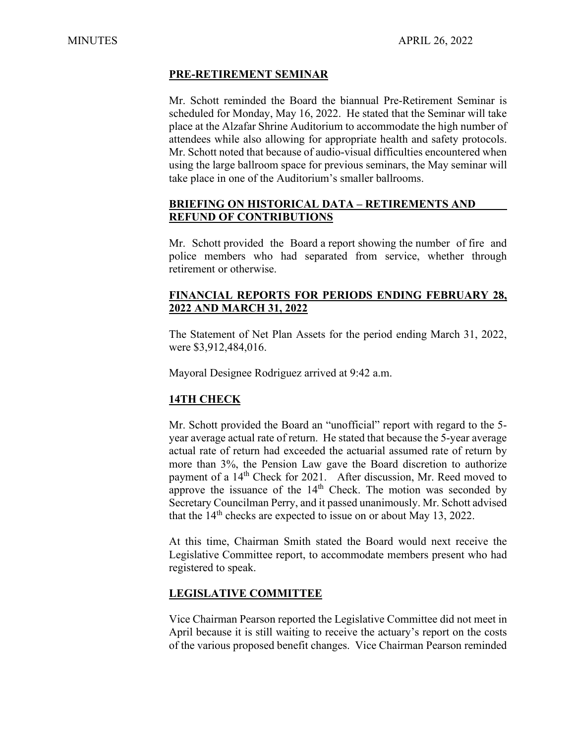## PRE-RETIREMENT SEMINAR

Mr. Schott reminded the Board the biannual Pre-Retirement Seminar is scheduled for Monday, May 16, 2022. He stated that the Seminar will take place at the Alzafar Shrine Auditorium to accommodate the high number of attendees while also allowing for appropriate health and safety protocols. Mr. Schott noted that because of audio-visual difficulties encountered when using the large ballroom space for previous seminars, the May seminar will take place in one of the Auditorium's smaller ballrooms.

## BRIEFING ON HISTORICAL DATA – RETIREMENTS AND REFUND OF CONTRIBUTIONS

Mr. Schott provided the Board a report showing the number of fire and police members who had separated from service, whether through retirement or otherwise.

## FINANCIAL REPORTS FOR PERIODS ENDING FEBRUARY 28, 2022 AND MARCH 31, 2022

The Statement of Net Plan Assets for the period ending March 31, 2022, were $3,912,484,016.

Mayoral Designee Rodriguez arrived at 9:42 a.m.

## 14TH CHECK

Mr. Schott provided the Board an "unofficial" report with regard to the 5-year average actual rate of return. He stated that because the 5-year average actual rate of return had exceeded the actuarial assumed rate of return by more than 3%, the Pension Law gave the Board discretion to authorize payment of a 14th Check for 2021. After discussion, Mr. Reed moved to approve the issuance of the 14th Check. The motion was seconded by Secretary Councilman Perry, and it passed unanimously. Mr. Schott advised that the 14th checks are expected to issue on or about May 13, 2022.

At this time, Chairman Smith stated the Board would next receive the Legislative Committee report, to accommodate members present who had registered to speak.

## LEGISLATIVE COMMITTEE

Vice Chairman Pearson reported the Legislative Committee did not meet in April because it is still waiting to receive the actuary's report on the costs of the various proposed benefit changes. Vice Chairman Pearson reminded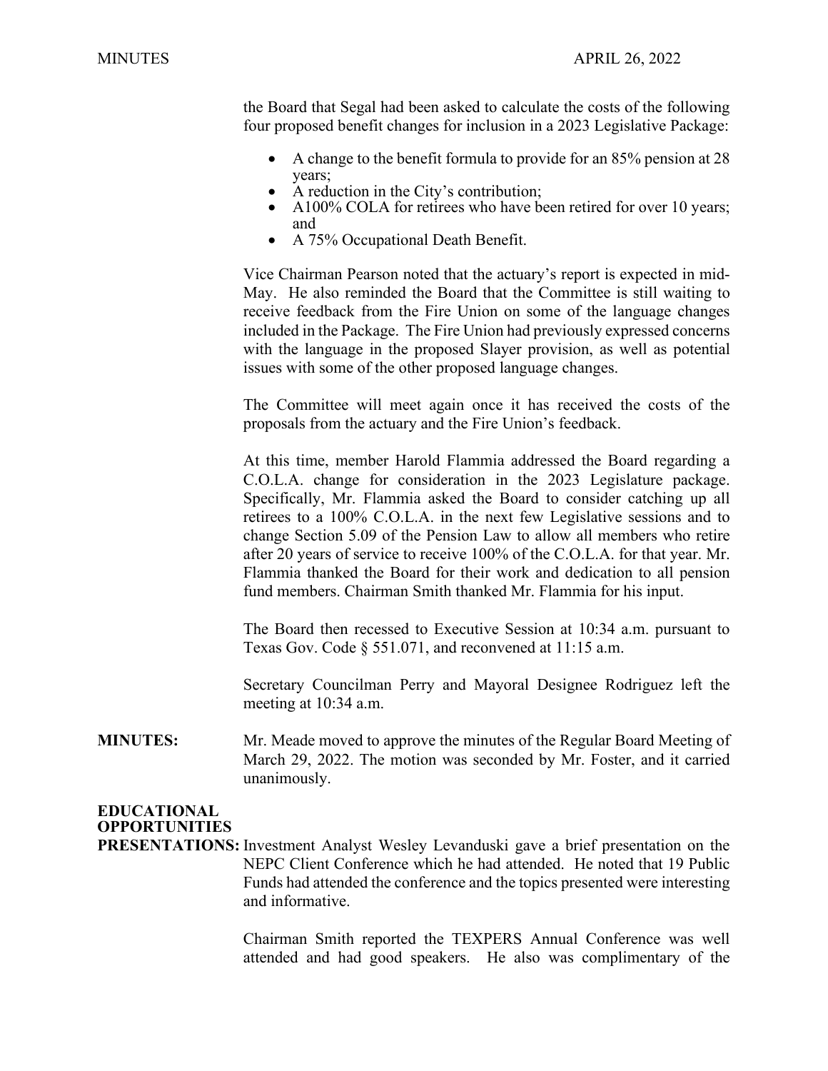the Board that Segal had been asked to calculate the costs of the following four proposed benefit changes for inclusion in a 2023 Legislative Package:

- A change to the benefit formula to provide for an 85% pension at 28 years;
- A reduction in the City's contribution;
- A100% COLA for retirees who have been retired for over 10 years; and
- A 75% Occupational Death Benefit.

Vice Chairman Pearson noted that the actuary's report is expected in mid-May. He also reminded the Board that the Committee is still waiting to receive feedback from the Fire Union on some of the language changes included in the Package. The Fire Union had previously expressed concerns with the language in the proposed Slayer provision, as well as potential issues with some of the other proposed language changes.

The Committee will meet again once it has received the costs of the proposals from the actuary and the Fire Union's feedback.

At this time, member Harold Flammia addressed the Board regarding a C.O.L.A. change for consideration in the 2023 Legislature package. Specifically, Mr. Flammia asked the Board to consider catching up all retirees to a 100% C.O.L.A. in the next few Legislative sessions and to change Section 5.09 of the Pension Law to allow all members who retire after 20 years of service to receive 100% of the C.O.L.A. for that year. Mr. Flammia thanked the Board for their work and dedication to all pension fund members. Chairman Smith thanked Mr. Flammia for his input.

The Board then recessed to Executive Session at 10:34 a.m. pursuant to Texas Gov. Code § 551.071, and reconvened at 11:15 a.m.

Secretary Councilman Perry and Mayoral Designee Rodriguez left the meeting at 10:34 a.m.

**MINUTES:** Mr. Meade moved to approve the minutes of the Regular Board Meeting of March 29, 2022. The motion was seconded by Mr. Foster, and it carried unanimously.

**EDUCATIONAL OPPORTUNITIES PRESENTATIONS:** Investment Analyst Wesley Levanduski gave a brief presentation on the NEPC Client Conference which he had attended. He noted that 19 Public Funds had attended the conference and the topics presented were interesting and informative.

Chairman Smith reported the TEXPERS Annual Conference was well attended and had good speakers. He also was complimentary of the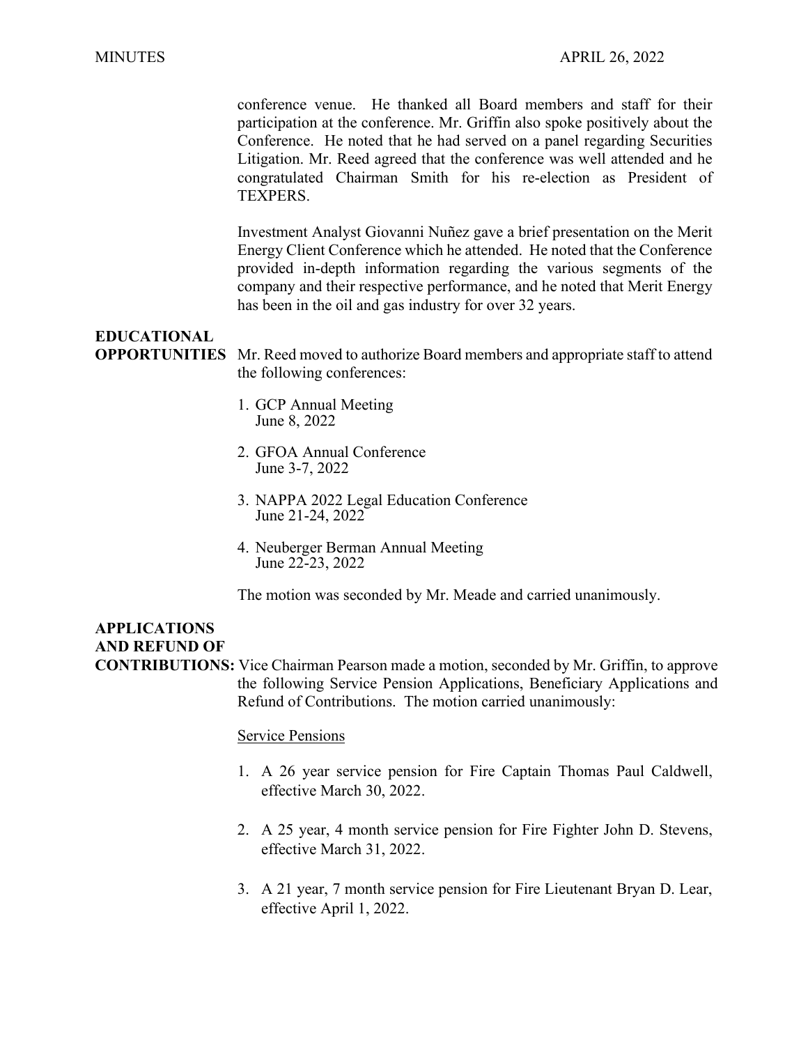conference venue. He thanked all Board members and staff for their participation at the conference. Mr. Griffin also spoke positively about the Conference. He noted that he had served on a panel regarding Securities Litigation. Mr. Reed agreed that the conference was well attended and he congratulated Chairman Smith for his re-election as President of TEXPERS.

Investment Analyst Giovanni Nuñez gave a brief presentation on the Merit Energy Client Conference which he attended. He noted that the Conference provided in-depth information regarding the various segments of the company and their respective performance, and he noted that Merit Energy has been in the oil and gas industry for over 32 years.

**EDUCATIONAL OPPORTUNITIES** Mr. Reed moved to authorize Board members and appropriate staff to attend the following conferences:

1. GCP Annual Meeting
   June 8, 2022

2. GFOA Annual Conference
   June 3-7, 2022

3. NAPPA 2022 Legal Education Conference
   June 21-24, 2022

4. Neuberger Berman Annual Meeting
   June 22-23, 2022

The motion was seconded by Mr. Meade and carried unanimously.

**APPLICATIONS AND REFUND OF CONTRIBUTIONS:** Vice Chairman Pearson made a motion, seconded by Mr. Griffin, to approve the following Service Pension Applications, Beneficiary Applications and Refund of Contributions. The motion carried unanimously:

<u>Service Pensions</u>

1. A 26 year service pension for Fire Captain Thomas Paul Caldwell, effective March 30, 2022.

2. A 25 year, 4 month service pension for Fire Fighter John D. Stevens, effective March 31, 2022.

3. A 21 year, 7 month service pension for Fire Lieutenant Bryan D. Lear, effective April 1, 2022.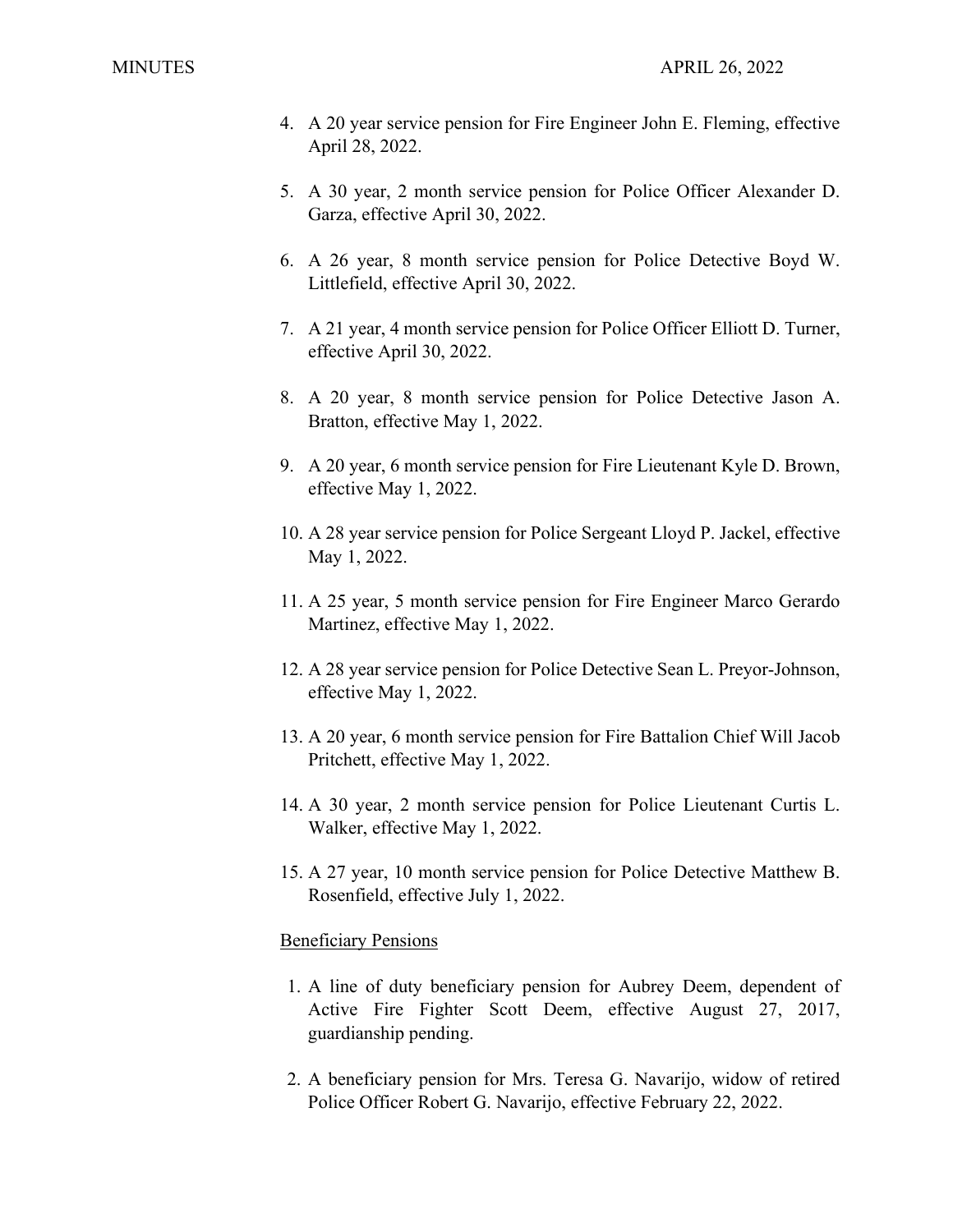4. A 20 year service pension for Fire Engineer John E. Fleming, effective April 28, 2022.

5. A 30 year, 2 month service pension for Police Officer Alexander D. Garza, effective April 30, 2022.

6. A 26 year, 8 month service pension for Police Detective Boyd W. Littlefield, effective April 30, 2022.

7. A 21 year, 4 month service pension for Police Officer Elliott D. Turner, effective April 30, 2022.

8. A 20 year, 8 month service pension for Police Detective Jason A. Bratton, effective May 1, 2022.

9. A 20 year, 6 month service pension for Fire Lieutenant Kyle D. Brown, effective May 1, 2022.

10. A 28 year service pension for Police Sergeant Lloyd P. Jackel, effective May 1, 2022.

11. A 25 year, 5 month service pension for Fire Engineer Marco Gerardo Martinez, effective May 1, 2022.

12. A 28 year service pension for Police Detective Sean L. Preyor-Johnson, effective May 1, 2022.

13. A 20 year, 6 month service pension for Fire Battalion Chief Will Jacob Pritchett, effective May 1, 2022.

14. A 30 year, 2 month service pension for Police Lieutenant Curtis L. Walker, effective May 1, 2022.

15. A 27 year, 10 month service pension for Police Detective Matthew B. Rosenfield, effective July 1, 2022.

Beneficiary Pensions

1. A line of duty beneficiary pension for Aubrey Deem, dependent of Active Fire Fighter Scott Deem, effective August 27, 2017, guardianship pending.

2. A beneficiary pension for Mrs. Teresa G. Navarijo, widow of retired Police Officer Robert G. Navarijo, effective February 22, 2022.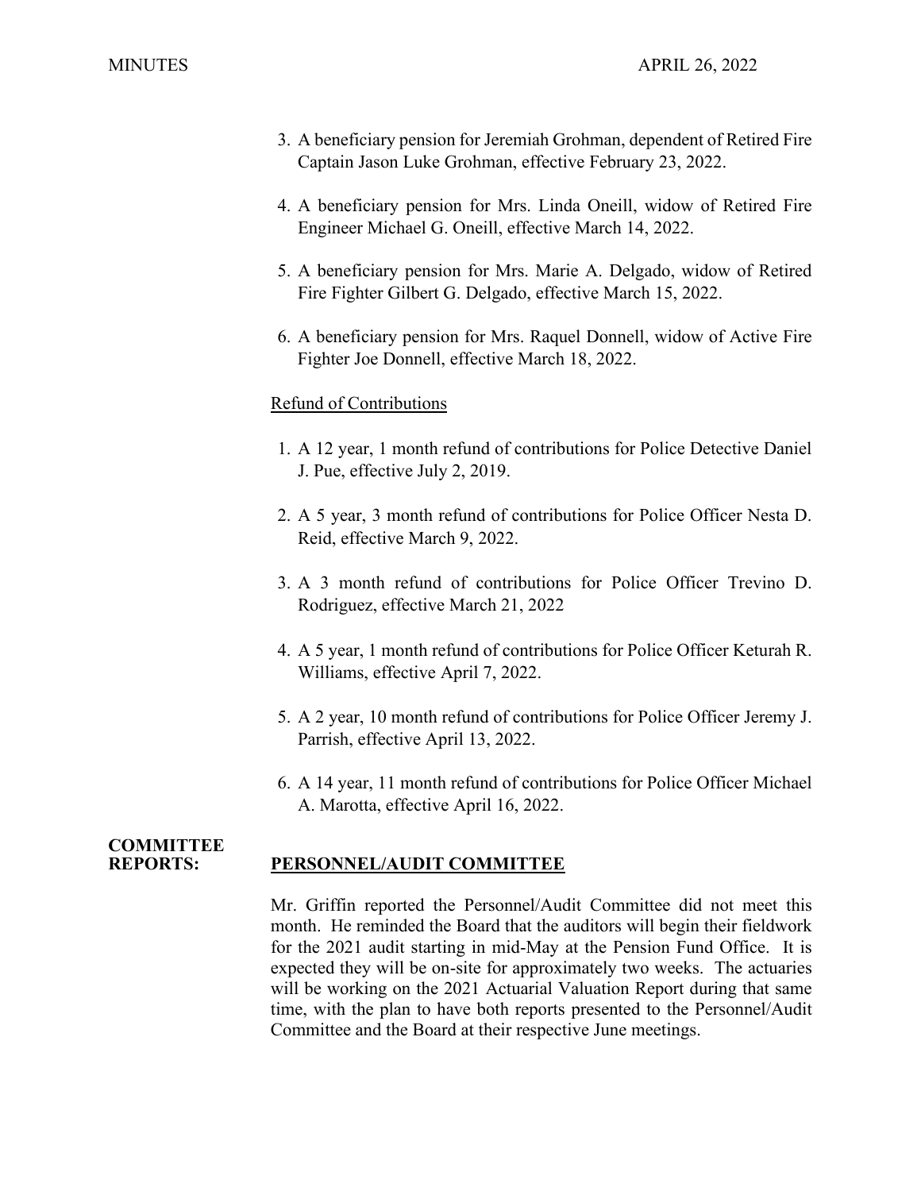3. A beneficiary pension for Jeremiah Grohman, dependent of Retired Fire Captain Jason Luke Grohman, effective February 23, 2022.

4. A beneficiary pension for Mrs. Linda Oneill, widow of Retired Fire Engineer Michael G. Oneill, effective March 14, 2022.

5. A beneficiary pension for Mrs. Marie A. Delgado, widow of Retired Fire Fighter Gilbert G. Delgado, effective March 15, 2022.

6. A beneficiary pension for Mrs. Raquel Donnell, widow of Active Fire Fighter Joe Donnell, effective March 18, 2022.

Refund of Contributions

1. A 12 year, 1 month refund of contributions for Police Detective Daniel J. Pue, effective July 2, 2019.

2. A 5 year, 3 month refund of contributions for Police Officer Nesta D. Reid, effective March 9, 2022.

3. A 3 month refund of contributions for Police Officer Trevino D. Rodriguez, effective March 21, 2022

4. A 5 year, 1 month refund of contributions for Police Officer Keturah R. Williams, effective April 7, 2022.

5. A 2 year, 10 month refund of contributions for Police Officer Jeremy J. Parrish, effective April 13, 2022.

6. A 14 year, 11 month refund of contributions for Police Officer Michael A. Marotta, effective April 16, 2022.

**COMMITTEE REPORTS:**

**PERSONNEL/AUDIT COMMITTEE**

Mr. Griffin reported the Personnel/Audit Committee did not meet this month. He reminded the Board that the auditors will begin their fieldwork for the 2021 audit starting in mid-May at the Pension Fund Office. It is expected they will be on-site for approximately two weeks. The actuaries will be working on the 2021 Actuarial Valuation Report during that same time, with the plan to have both reports presented to the Personnel/Audit Committee and the Board at their respective June meetings.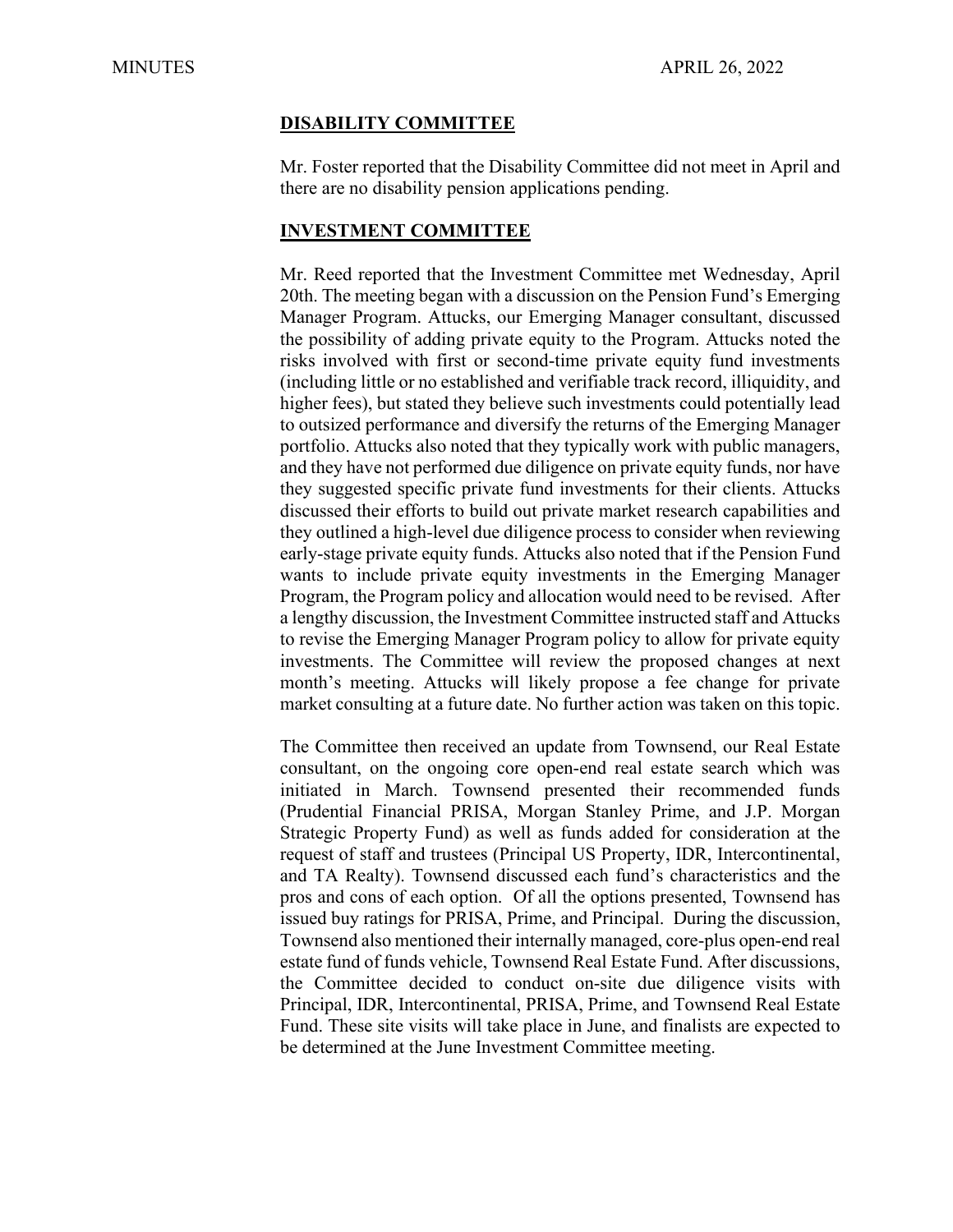## **DISABILITY COMMITTEE**

Mr. Foster reported that the Disability Committee did not meet in April and there are no disability pension applications pending.

## **INVESTMENT COMMITTEE**

Mr. Reed reported that the Investment Committee met Wednesday, April 20th. The meeting began with a discussion on the Pension Fund's Emerging Manager Program. Attucks, our Emerging Manager consultant, discussed the possibility of adding private equity to the Program. Attucks noted the risks involved with first or second-time private equity fund investments (including little or no established and verifiable track record, illiquidity, and higher fees), but stated they believe such investments could potentially lead to outsized performance and diversify the returns of the Emerging Manager portfolio. Attucks also noted that they typically work with public managers, and they have not performed due diligence on private equity funds, nor have they suggested specific private fund investments for their clients. Attucks discussed their efforts to build out private market research capabilities and they outlined a high-level due diligence process to consider when reviewing early-stage private equity funds. Attucks also noted that if the Pension Fund wants to include private equity investments in the Emerging Manager Program, the Program policy and allocation would need to be revised. After a lengthy discussion, the Investment Committee instructed staff and Attucks to revise the Emerging Manager Program policy to allow for private equity investments. The Committee will review the proposed changes at next month's meeting. Attucks will likely propose a fee change for private market consulting at a future date. No further action was taken on this topic.

The Committee then received an update from Townsend, our Real Estate consultant, on the ongoing core open-end real estate search which was initiated in March. Townsend presented their recommended funds (Prudential Financial PRISA, Morgan Stanley Prime, and J.P. Morgan Strategic Property Fund) as well as funds added for consideration at the request of staff and trustees (Principal US Property, IDR, Intercontinental, and TA Realty). Townsend discussed each fund's characteristics and the pros and cons of each option. Of all the options presented, Townsend has issued buy ratings for PRISA, Prime, and Principal. During the discussion, Townsend also mentioned their internally managed, core-plus open-end real estate fund of funds vehicle, Townsend Real Estate Fund. After discussions, the Committee decided to conduct on-site due diligence visits with Principal, IDR, Intercontinental, PRISA, Prime, and Townsend Real Estate Fund. These site visits will take place in June, and finalists are expected to be determined at the June Investment Committee meeting.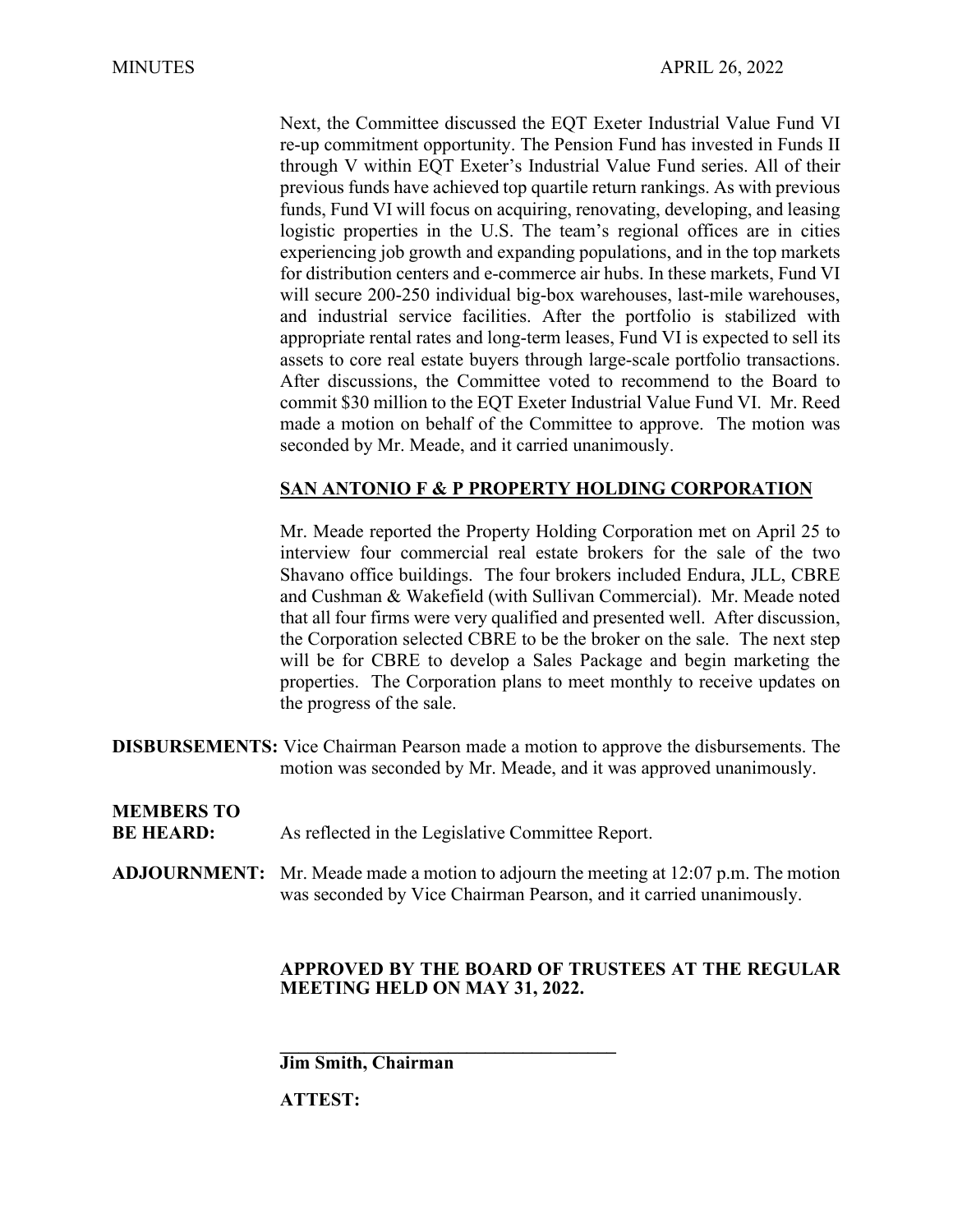Next, the Committee discussed the EQT Exeter Industrial Value Fund VI re-up commitment opportunity. The Pension Fund has invested in Funds II through V within EQT Exeter's Industrial Value Fund series. All of their previous funds have achieved top quartile return rankings. As with previous funds, Fund VI will focus on acquiring, renovating, developing, and leasing logistic properties in the U.S. The team's regional offices are in cities experiencing job growth and expanding populations, and in the top markets for distribution centers and e-commerce air hubs. In these markets, Fund VI will secure 200-250 individual big-box warehouses, last-mile warehouses, and industrial service facilities. After the portfolio is stabilized with appropriate rental rates and long-term leases, Fund VI is expected to sell its assets to core real estate buyers through large-scale portfolio transactions. After discussions, the Committee voted to recommend to the Board to commit $30 million to the EQT Exeter Industrial Value Fund VI. Mr. Reed made a motion on behalf of the Committee to approve. The motion was seconded by Mr. Meade, and it carried unanimously.

**SAN ANTONIO F & P PROPERTY HOLDING CORPORATION**

Mr. Meade reported the Property Holding Corporation met on April 25 to interview four commercial real estate brokers for the sale of the two Shavano office buildings. The four brokers included Endura, JLL, CBRE and Cushman & Wakefield (with Sullivan Commercial). Mr. Meade noted that all four firms were very qualified and presented well. After discussion, the Corporation selected CBRE to be the broker on the sale. The next step will be for CBRE to develop a Sales Package and begin marketing the properties. The Corporation plans to meet monthly to receive updates on the progress of the sale.

**DISBURSEMENTS:** Vice Chairman Pearson made a motion to approve the disbursements. The motion was seconded by Mr. Meade, and it was approved unanimously.

**MEMBERS TO BE HEARD:** As reflected in the Legislative Committee Report.

**ADJOURNMENT:** Mr. Meade made a motion to adjourn the meeting at 12:07 p.m. The motion was seconded by Vice Chairman Pearson, and it carried unanimously.

**APPROVED BY THE BOARD OF TRUSTEES AT THE REGULAR MEETING HELD ON MAY 31, 2022.**

\_\_\_\_\_\_\_\_\_\_\_\_\_\_\_\_\_\_\_\_\_\_\_\_\_\_\_\_\_\_\_\_\_\_\_\_\_\_

**Jim Smith, Chairman**

**ATTEST:**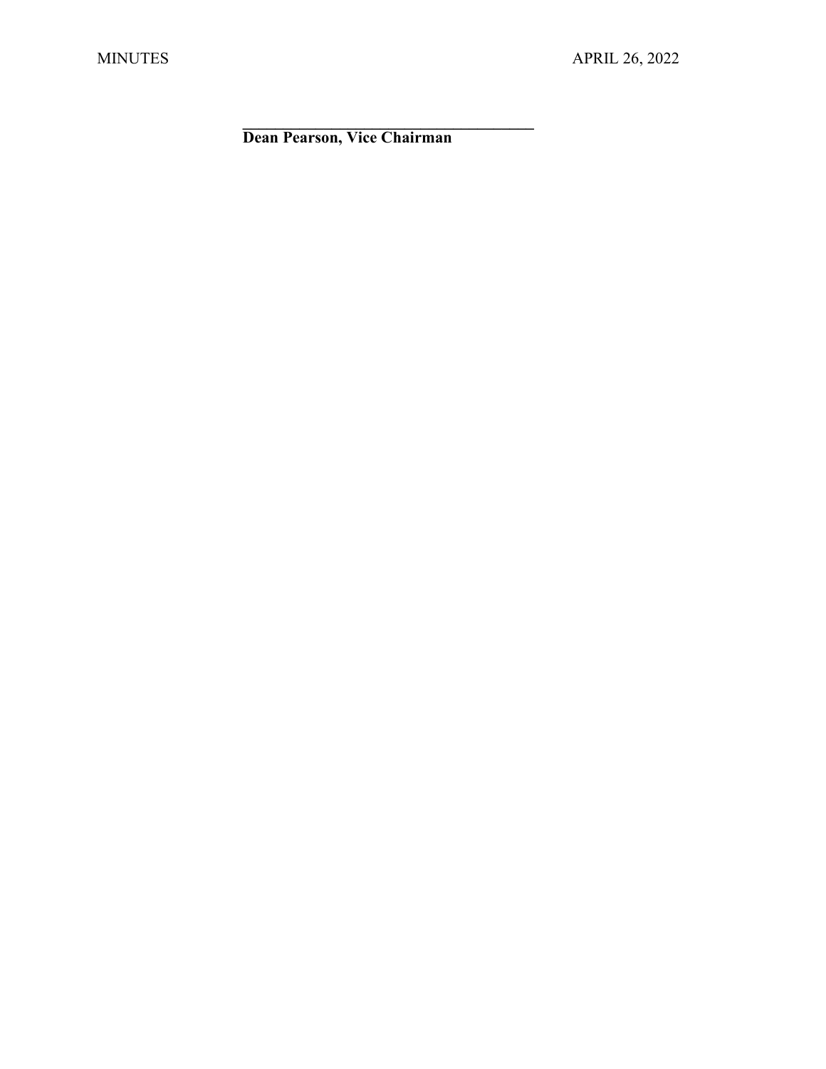\_\_\_\_\_\_\_\_\_\_\_\_\_\_\_\_\_\_\_\_\_\_\_\_\_\_\_\_\_\_\_\_\_\_\_\_\_\_

**Dean Pearson, Vice Chairman**